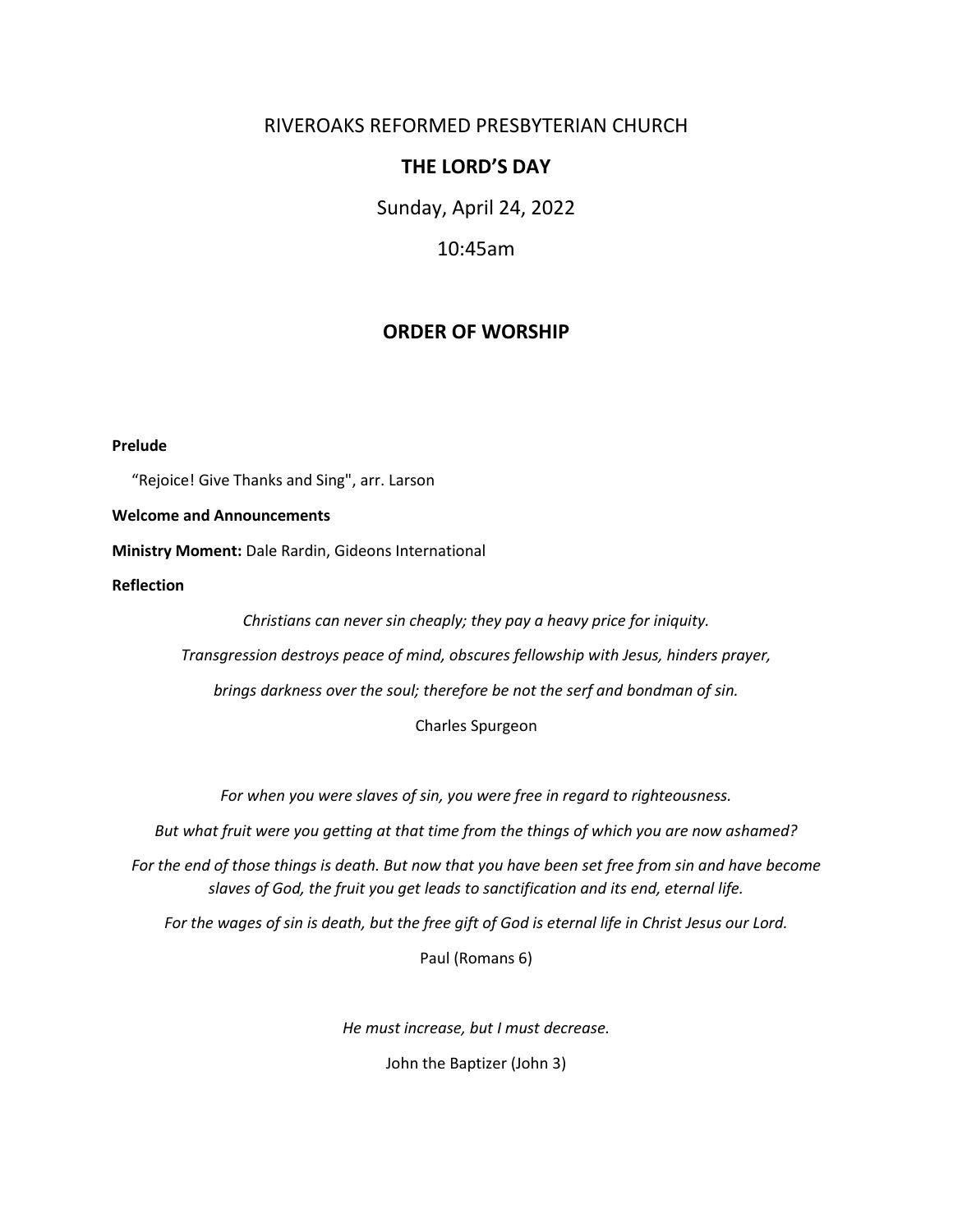# RIVEROAKS REFORMED PRESBYTERIAN CHURCH

## THE LORD'S DAY

Sunday, April 24, 2022

10:45am

## ORDER OF WORSHIP

**Prelude**

"Rejoice! Give Thanks and Sing", arr. Larson

**Welcome and Announcements**

**Ministry Moment:** Dale Rardin, Gideons International

**Reflection**

*Christians can never sin cheaply; they pay a heavy price for iniquity.*

*Transgression destroys peace of mind, obscures fellowship with Jesus, hinders prayer,*

*brings darkness over the soul; therefore be not the serf and bondman of sin.*

Charles Spurgeon

*For when you were slaves of sin, you were free in regard to righteousness.*

*But what fruit were you getting at that time from the things of which you are now ashamed?*

*For the end of those things is death. But now that you have been set free from sin and have become slaves of God, the fruit you get leads to sanctification and its end, eternal life.*

*For the wages of sin is death, but the free gift of God is eternal life in Christ Jesus our Lord.*

Paul (Romans 6)

*He must increase, but I must decrease.*

John the Baptizer (John 3)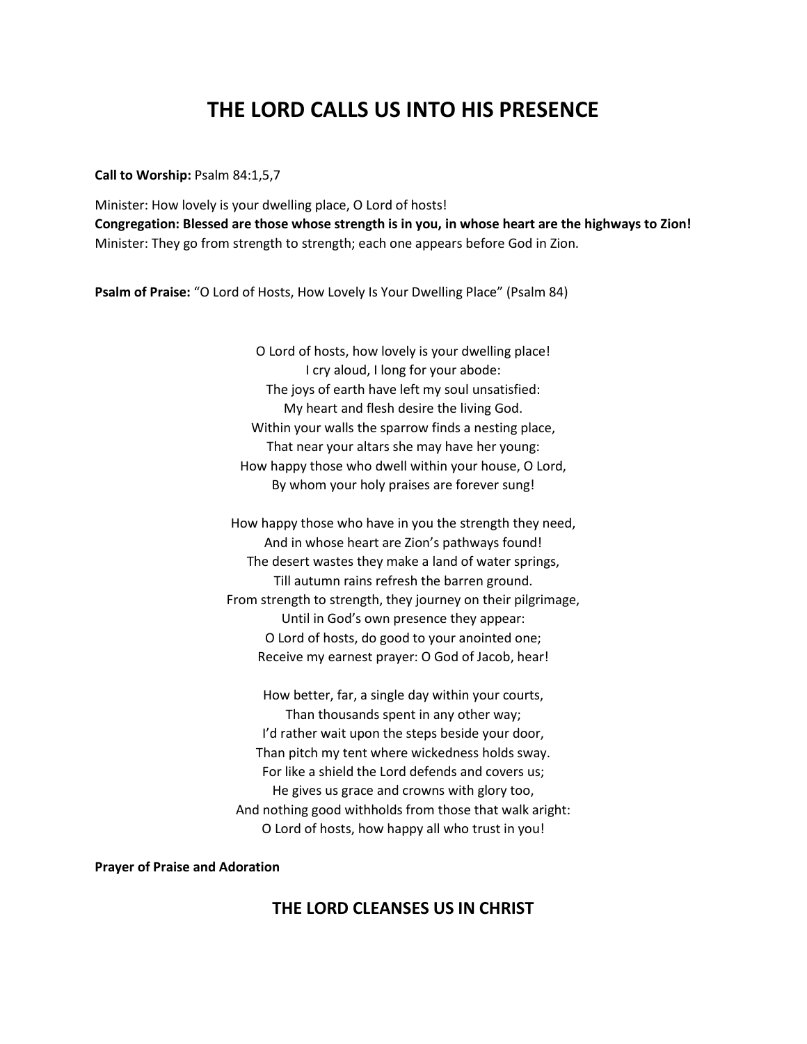# THE LORD CALLS US INTO HIS PRESENCE

**Call to Worship:** Psalm 84:1,5,7

Minister: How lovely is your dwelling place, O Lord of hosts!
**Congregation: Blessed are those whose strength is in you, in whose heart are the highways to Zion!**
Minister: They go from strength to strength; each one appears before God in Zion.

**Psalm of Praise:** "O Lord of Hosts, How Lovely Is Your Dwelling Place" (Psalm 84)

O Lord of hosts, how lovely is your dwelling place!
I cry aloud, I long for your abode:
The joys of earth have left my soul unsatisfied:
My heart and flesh desire the living God.
Within your walls the sparrow finds a nesting place,
That near your altars she may have her young:
How happy those who dwell within your house, O Lord,
By whom your holy praises are forever sung!

How happy those who have in you the strength they need,
And in whose heart are Zion's pathways found!
The desert wastes they make a land of water springs,
Till autumn rains refresh the barren ground.
From strength to strength, they journey on their pilgrimage,
Until in God's own presence they appear:
O Lord of hosts, do good to your anointed one;
Receive my earnest prayer: O God of Jacob, hear!

How better, far, a single day within your courts,
Than thousands spent in any other way;
I'd rather wait upon the steps beside your door,
Than pitch my tent where wickedness holds sway.
For like a shield the Lord defends and covers us;
He gives us grace and crowns with glory too,
And nothing good withholds from those that walk aright:
O Lord of hosts, how happy all who trust in you!

**Prayer of Praise and Adoration**

## THE LORD CLEANSES US IN CHRIST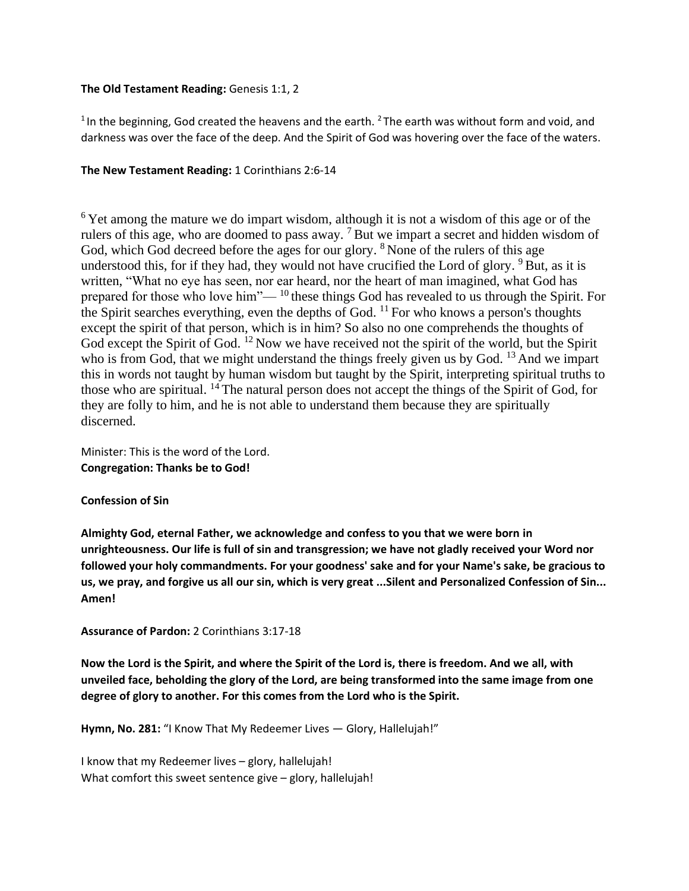**The Old Testament Reading:** Genesis 1:1, 2

[1] In the beginning, God created the heavens and the earth. [2] The earth was without form and void, and darkness was over the face of the deep. And the Spirit of God was hovering over the face of the waters.

**The New Testament Reading:** 1 Corinthians 2:6-14

[6] Yet among the mature we do impart wisdom, although it is not a wisdom of this age or of the rulers of this age, who are doomed to pass away. [7] But we impart a secret and hidden wisdom of God, which God decreed before the ages for our glory. [8] None of the rulers of this age understood this, for if they had, they would not have crucified the Lord of glory. [9] But, as it is written, "What no eye has seen, nor ear heard, nor the heart of man imagined, what God has prepared for those who love him"— [10] these things God has revealed to us through the Spirit. For the Spirit searches everything, even the depths of God. [11] For who knows a person's thoughts except the spirit of that person, which is in him? So also no one comprehends the thoughts of God except the Spirit of God. [12] Now we have received not the spirit of the world, but the Spirit who is from God, that we might understand the things freely given us by God. [13] And we impart this in words not taught by human wisdom but taught by the Spirit, interpreting spiritual truths to those who are spiritual. [14] The natural person does not accept the things of the Spirit of God, for they are folly to him, and he is not able to understand them because they are spiritually discerned.

Minister: This is the word of the Lord.
**Congregation: Thanks be to God!**

**Confession of Sin**

**Almighty God, eternal Father, we acknowledge and confess to you that we were born in unrighteousness. Our life is full of sin and transgression; we have not gladly received your Word nor followed your holy commandments. For your goodness' sake and for your Name's sake, be gracious to us, we pray, and forgive us all our sin, which is very great ...Silent and Personalized Confession of Sin... Amen!**

**Assurance of Pardon:** 2 Corinthians 3:17-18

**Now the Lord is the Spirit, and where the Spirit of the Lord is, there is freedom. And we all, with unveiled face, beholding the glory of the Lord, are being transformed into the same image from one degree of glory to another. For this comes from the Lord who is the Spirit.**

**Hymn, No. 281:** "I Know That My Redeemer Lives — Glory, Hallelujah!"

I know that my Redeemer lives – glory, hallelujah!
What comfort this sweet sentence give – glory, hallelujah!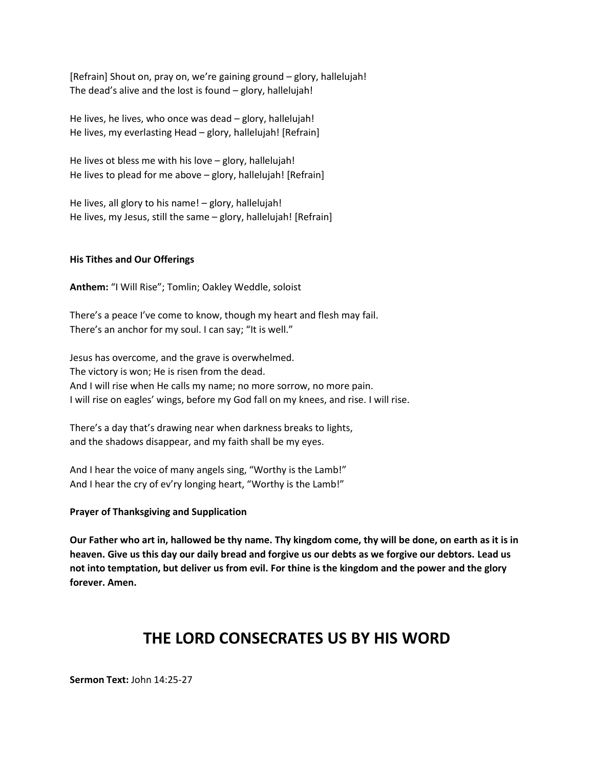[Refrain] Shout on, pray on, we're gaining ground – glory, hallelujah!
The dead's alive and the lost is found – glory, hallelujah!

He lives, he lives, who once was dead – glory, hallelujah!
He lives, my everlasting Head – glory, hallelujah! [Refrain]

He lives ot bless me with his love – glory, hallelujah!
He lives to plead for me above – glory, hallelujah! [Refrain]

He lives, all glory to his name! – glory, hallelujah!
He lives, my Jesus, still the same – glory, hallelujah! [Refrain]

**His Tithes and Our Offerings**

**Anthem:** "I Will Rise"; Tomlin; Oakley Weddle, soloist

There's a peace I've come to know, though my heart and flesh may fail.
There's an anchor for my soul. I can say; "It is well."

Jesus has overcome, and the grave is overwhelmed.
The victory is won; He is risen from the dead.
And I will rise when He calls my name; no more sorrow, no more pain.
I will rise on eagles' wings, before my God fall on my knees, and rise. I will rise.

There's a day that's drawing near when darkness breaks to lights,
and the shadows disappear, and my faith shall be my eyes.

And I hear the voice of many angels sing, "Worthy is the Lamb!"
And I hear the cry of ev'ry longing heart, "Worthy is the Lamb!"

**Prayer of Thanksgiving and Supplication**

**Our Father who art in, hallowed be thy name. Thy kingdom come, thy will be done, on earth as it is in heaven. Give us this day our daily bread and forgive us our debts as we forgive our debtors. Lead us not into temptation, but deliver us from evil. For thine is the kingdom and the power and the glory forever. Amen.**

# THE LORD CONSECRATES US BY HIS WORD

**Sermon Text:** John 14:25-27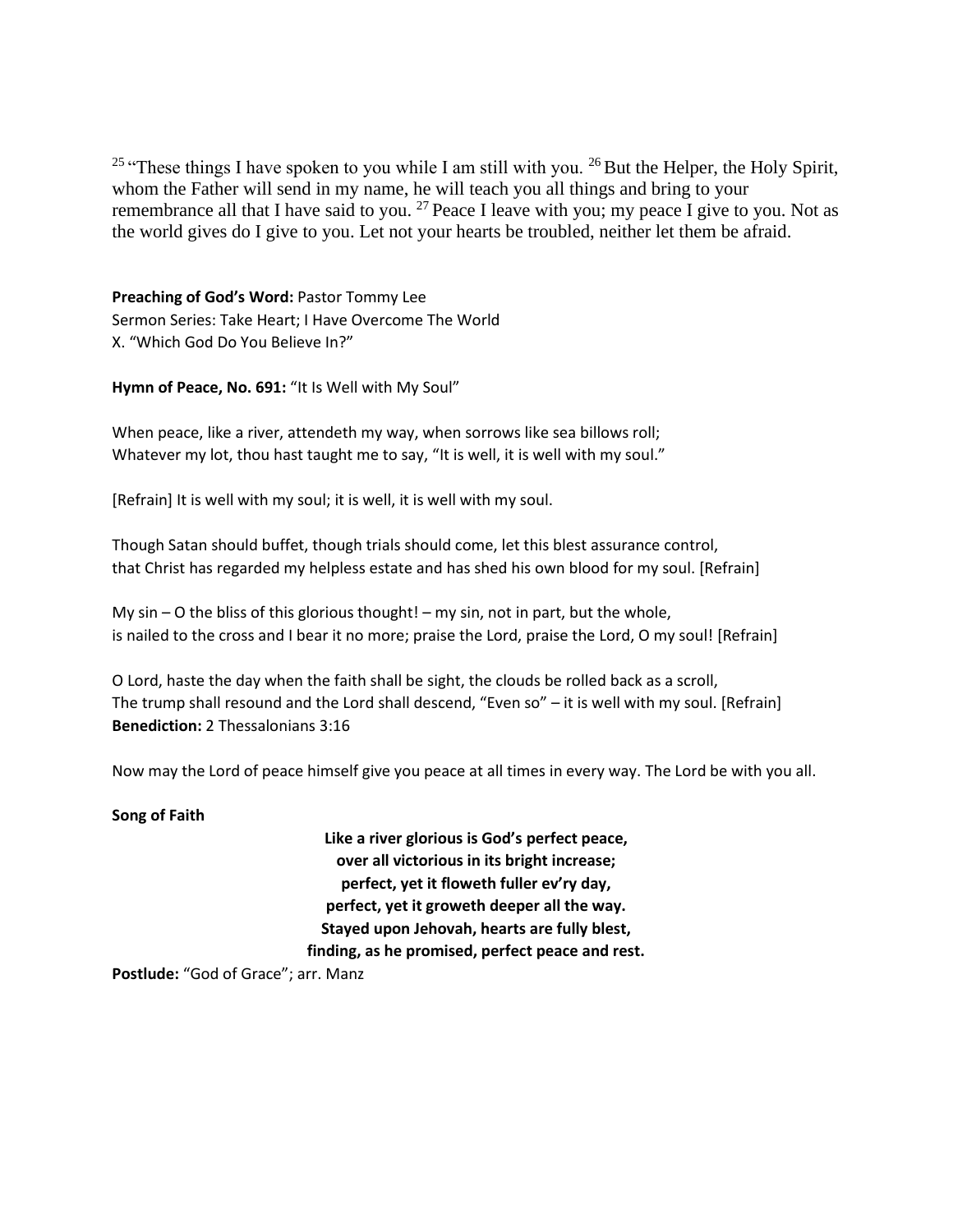[25] "These things I have spoken to you while I am still with you. [26] But the Helper, the Holy Spirit, whom the Father will send in my name, he will teach you all things and bring to your remembrance all that I have said to you. [27] Peace I leave with you; my peace I give to you. Not as the world gives do I give to you. Let not your hearts be troubled, neither let them be afraid.

**Preaching of God's Word:** Pastor Tommy Lee
Sermon Series: Take Heart; I Have Overcome The World
X. "Which God Do You Believe In?"

**Hymn of Peace, No. 691:** "It Is Well with My Soul"

When peace, like a river, attendeth my way, when sorrows like sea billows roll;
Whatever my lot, thou hast taught me to say, "It is well, it is well with my soul."

[Refrain] It is well with my soul; it is well, it is well with my soul.

Though Satan should buffet, though trials should come, let this blest assurance control,
that Christ has regarded my helpless estate and has shed his own blood for my soul. [Refrain]

My sin – O the bliss of this glorious thought! – my sin, not in part, but the whole,
is nailed to the cross and I bear it no more; praise the Lord, praise the Lord, O my soul! [Refrain]

O Lord, haste the day when the faith shall be sight, the clouds be rolled back as a scroll,
The trump shall resound and the Lord shall descend, "Even so" – it is well with my soul. [Refrain]

**Benediction:** 2 Thessalonians 3:16

Now may the Lord of peace himself give you peace at all times in every way. The Lord be with you all.

**Song of Faith**

**Like a river glorious is God's perfect peace,**
**over all victorious in its bright increase;**
**perfect, yet it floweth fuller ev'ry day,**
**perfect, yet it groweth deeper all the way.**
**Stayed upon Jehovah, hearts are fully blest,**
**finding, as he promised, perfect peace and rest.**

**Postlude:** "God of Grace"; arr. Manz